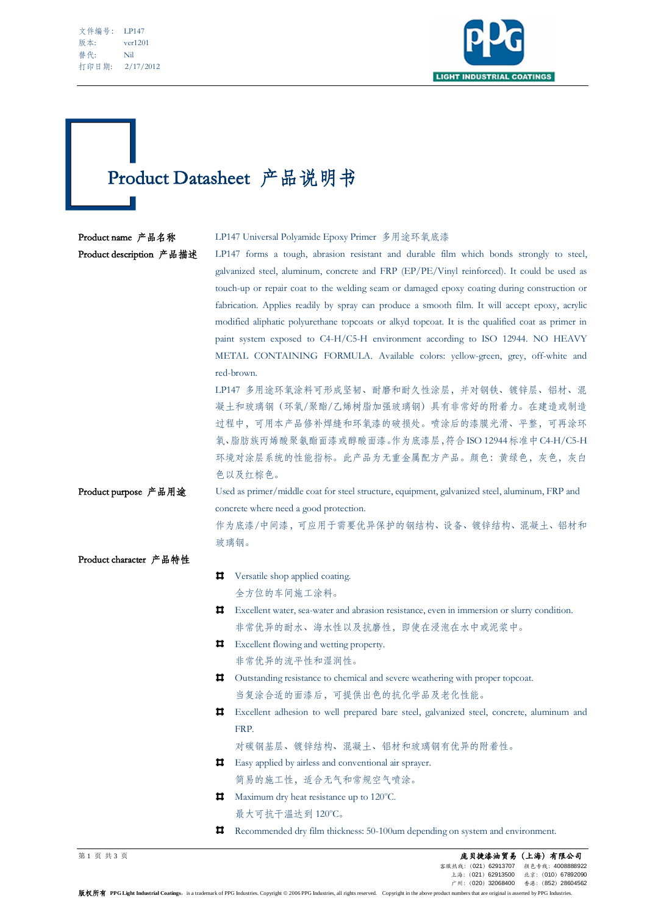文件编号： LP147
版本： ver1201
替代： Nil
打印日期： 2/17/2012

# Product Datasheet 产品说明书

**Product name 产品名称**

LP147 Universal Polyamide Epoxy Primer 多用途环氧底漆

**Product description 产品描述**

LP147 forms a tough, abrasion resistant and durable film which bonds strongly to steel, galvanized steel, aluminum, concrete and FRP (EP/PE/Vinyl reinforced). It could be used as touch-up or repair coat to the welding seam or damaged epoxy coating during construction or fabrication. Applies readily by spray can produce a smooth film. It will accept epoxy, acrylic modified aliphatic polyurethane topcoats or alkyd topcoat. It is the qualified coat as primer in paint system exposed to C4-H/C5-H environment according to ISO 12944. NO HEAVY METAL CONTAINING FORMULA. Available colors: yellow-green, grey, off-white and red-brown.

LP147 多用途环氧涂料可形成坚韧、耐磨和耐久性涂层，并对钢铁、镀锌层、铝材、混凝土和玻璃钢（环氧/聚酯/乙烯树脂加强玻璃钢）具有非常好的附着力。在建造或制造过程中，可用本产品修补焊缝和环氧漆的破损处。喷涂后的漆膜光滑、平整，可再涂环氧、脂肪族丙烯酸聚氨酯面漆或醇酸面漆。作为底漆层，符合 ISO 12944 标准中 C4-H/C5-H 环境对涂层系统的性能指标。此产品为无重金属配方产品。颜色：黄绿色，灰色，灰白色以及红棕色。

**Product purpose 产品用途**

Used as primer/middle coat for steel structure, equipment, galvanized steel, aluminum, FRP and concrete where need a good protection.

作为底漆/中间漆，可应用于需要优异保护的钢结构、设备、镀锌结构、混凝土、铝材和玻璃钢。

**Product character 产品特性**

- Versatile shop applied coating.
  全方位的车间施工涂料。
- Excellent water, sea-water and abrasion resistance, even in immersion or slurry condition.
  非常优异的耐水、海水性以及抗磨性，即使在浸泡在水中或泥浆中。
- Excellent flowing and wetting property.
  非常优异的流平性和湿润性。
- Outstanding resistance to chemical and severe weathering with proper topcoat.
  当复涂合适的面漆后，可提供出色的抗化学品及老化性能。
- Excellent adhesion to well prepared bare steel, galvanized steel, concrete, aluminum and FRP.
  对碳钢基层、镀锌结构、混凝土、铝材和玻璃钢有优异的附着性。
- Easy applied by airless and conventional air sprayer.
  简易的施工性，适合无气和常规空气喷涂。
- Maximum dry heat resistance up to 120°C.
  最大可抗干温达到 120°C。
- Recommended dry film thickness: 50-100um depending on system and environment.

庞贝捷漆油贸易（上海）有限公司
客服热线：（021）62913707　颜色专线：4008888922
上海：（021）62913500　北京：（010）67892090
广州：（020）32068400　香港：（852）28604562

版权所有 PPG Light Industrial Coatings，is a trademark of PPG Industries. Copyright © 2006 PPG Industries, all rights reserved. Copyright in the above product numbers that are original is asserted by PPG Industries.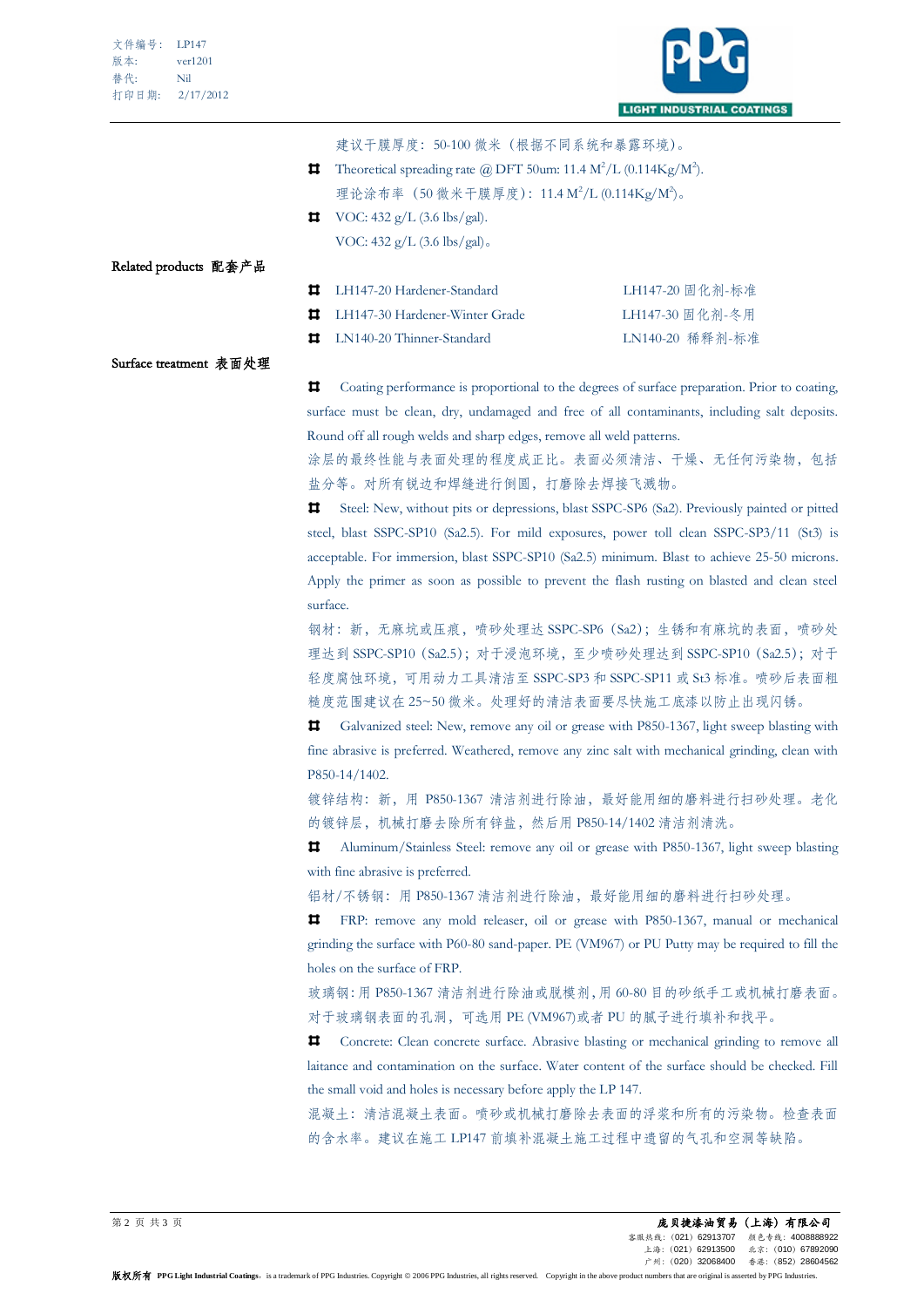建议干膜厚度：50-100 微米（根据不同系统和暴露环境）。

- Theoretical spreading rate @ DFT 50um: 11.4 $M^2$/L (0.114Kg/$M^2$).
  理论涂布率（50 微米干膜厚度）：11.4 $M^2$/L (0.114Kg/$M^2$)。
- VOC: 432 g/L (3.6 lbs/gal).
  VOC: 432 g/L (3.6 lbs/gal)。

**Related products 配套产品**

| | |
|---|---|
| LH147-20 Hardener-Standard | LH147-20 固化剂-标准 |
| LH147-30 Hardener-Winter Grade | LH147-30 固化剂-冬用 |
| LN140-20 Thinner-Standard | LN140-20 稀释剂-标准 |

**Surface treatment 表面处理**

- Coating performance is proportional to the degrees of surface preparation. Prior to coating, surface must be clean, dry, undamaged and free of all contaminants, including salt deposits. Round off all rough welds and sharp edges, remove all weld patterns.
  涂层的最终性能与表面处理的程度成正比。表面必须清洁、干燥、无任何污染物，包括盐分等。对所有锐边和焊缝进行倒圆，打磨除去焊接飞溅物。
- Steel: New, without pits or depressions, blast SSPC-SP6 (Sa2). Previously painted or pitted steel, blast SSPC-SP10 (Sa2.5). For mild exposures, power toll clean SSPC-SP3/11 (St3) is acceptable. For immersion, blast SSPC-SP10 (Sa2.5) minimum. Blast to achieve 25-50 microns. Apply the primer as soon as possible to prevent the flash rusting on blasted and clean steel surface.
  钢材：新，无麻坑或压痕，喷砂处理达 SSPC-SP6（Sa2）；生锈和有麻坑的表面，喷砂处理达到 SSPC-SP10（Sa2.5）；对于浸泡环境，至少喷砂处理达到 SSPC-SP10（Sa2.5）；对于轻度腐蚀环境，可用动力工具清洁至 SSPC-SP3 和 SSPC-SP11 或 St3 标准。喷砂后表面粗糙度范围建议在 25~50 微米。处理好的清洁表面要尽快施工底漆以防止出现闪锈。
- Galvanized steel: New, remove any oil or grease with P850-1367, light sweep blasting with fine abrasive is preferred. Weathered, remove any zinc salt with mechanical grinding, clean with P850-14/1402.
  镀锌结构：新，用 P850-1367 清洁剂进行除油，最好能用细的磨料进行扫砂处理。老化的镀锌层，机械打磨去除所有锌盐，然后用 P850-14/1402 清洁剂清洗。
- Aluminum/Stainless Steel: remove any oil or grease with P850-1367, light sweep blasting with fine abrasive is preferred.
  铝材/不锈钢：用 P850-1367 清洁剂进行除油，最好能用细的磨料进行扫砂处理。
- FRP: remove any mold releaser, oil or grease with P850-1367, manual or mechanical grinding the surface with P60-80 sand-paper. PE (VM967) or PU Putty may be required to fill the holes on the surface of FRP.
  玻璃钢：用 P850-1367 清洁剂进行除油或脱模剂，用 60-80 目的砂纸手工或机械打磨表面。对于玻璃钢表面的孔洞，可选用 PE (VM967)或者 PU 的腻子进行填补和找平。
- Concrete: Clean concrete surface. Abrasive blasting or mechanical grinding to remove all laitance and contamination on the surface. Water content of the surface should be checked. Fill the small void and holes is necessary before apply the LP 147.
  混凝土：清洁混凝土表面。喷砂或机械打磨除去表面的浮浆和所有的污染物。检查表面的含水率。建议在施工 LP147 前填补混凝土施工过程中遗留的气孔和空洞等缺陷。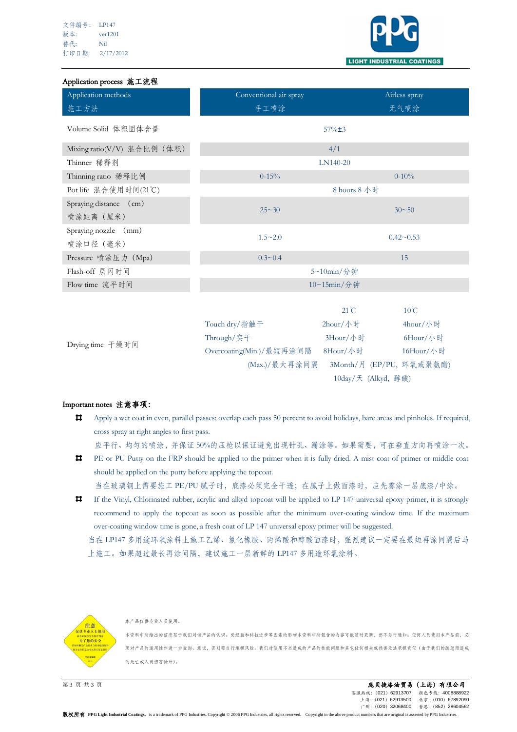## Application process 施工流程

| Application methods 施工方法 | Conventional air spray 手工喷涂 | Airless spray 无气喷涂 |
|---|---|---|
| Volume Solid 体积固体含量 | 57%±3 | |
| Mixing ratio(V/V) 混合比例（体积） | 4/1 | |
| Thinner 稀释剂 | LN140-20 | |
| Thinning ratio 稀释比例 | 0-15% | 0-10% |
| Pot life 混合使用时间(21℃) | 8 hours 8 小时 | |
| Spraying distance (cm) 喷涂距离（厘米） | 25~30 | 30~50 |
| Spraying nozzle (mm) 喷涂口径（毫米） | 1.5~2.0 | 0.42~0.53 |
| Pressure 喷涂压力（Mpa) | 0.3~0.4 | 15 |
| Flash-off 层闪时间 | 5~10min/分钟 | |
| Flow time 流平时间 | 10~15min/分钟 | |

| Drying time 干燥时间 | | 21℃ | 10℃ |
|---|---|---|---|
| | Touch dry/指触干 | 2hour/小时 | 4hour/小时 |
| | Through/实干 | 3Hour/小时 | 6Hour/小时 |
| | Overcoating(Min.)/最短再涂间隔 | 8Hour/小时 | 16Hour/小时 |
| | (Max.)/最大再涂间隔 | 3Month/月 (EP/PU, 环氧或聚氨酯) | |
| | | 10day/天 (Alkyd, 醇酸) | |

**Important notes 注意事项：**

- Apply a wet coat in even, parallel passes; overlap each pass 50 percent to avoid holidays, bare areas and pinholes. If required, cross spray at right angles to first pass.
  应平行、均匀的喷涂，并保证 50%的压枪以保证避免出现针孔、漏涂等。如果需要，可在垂直方向再喷涂一次。
- PE or PU Putty on the FRP should be applied to the primer when it is fully dried. A mist coat of primer or middle coat should be applied on the putty before applying the topcoat.
  当在玻璃钢上需要施工 PE/PU 腻子时，底漆必须完全干透；在腻子上做面漆时，应先雾涂一层底漆/中涂。
- If the Vinyl, Chlorinated rubber, acrylic and alkyd topcoat will be applied to LP 147 universal epoxy primer, it is strongly recommend to apply the topcoat as soon as possible after the minimum over-coating window time. If the maximum over-coating window time is gone, a fresh coat of LP 147 universal epoxy primer will be suggested.
  当在 LP147 多用途环氧涂料上施工乙烯、氯化橡胶、丙烯酸和醇酸面漆时，强烈建议一定要在最短再涂间隔后马上施工。如果超过最长再涂间隔，建议施工一层新鲜的 LP147 多用途环氧涂料。

本产品仅供专业人员使用。

本资料中所给出的信息基于我们对该产品的认识。受经验和科技进步等因素的影响本资料中所包含的内容可能随时更新，恕不另行通知。任何人员使用本产品前，必须对产品的适用性作进一步查询、测试，否则需自行承担风险。我们对使用不当造成的产品的性能问题和其它任何损失或损害无法承担责任（由于我们的疏忽而造成的死亡或人员伤害除外）。

**庞贝捷漆油贸易（上海）有限公司**
客服热线：（021）62913707 颜色专线：4008888922
上海：（021）62913500 北京：（010）67892090
广州：（020）32068400 香港：（852）28604562

版权所有 PPG Light Industrial Coatings, is a trademark of PPG Industries. Copyright © 2006 PPG Industries, all rights reserved. Copyright in the above product numbers that are original is asserted by PPG Industries.